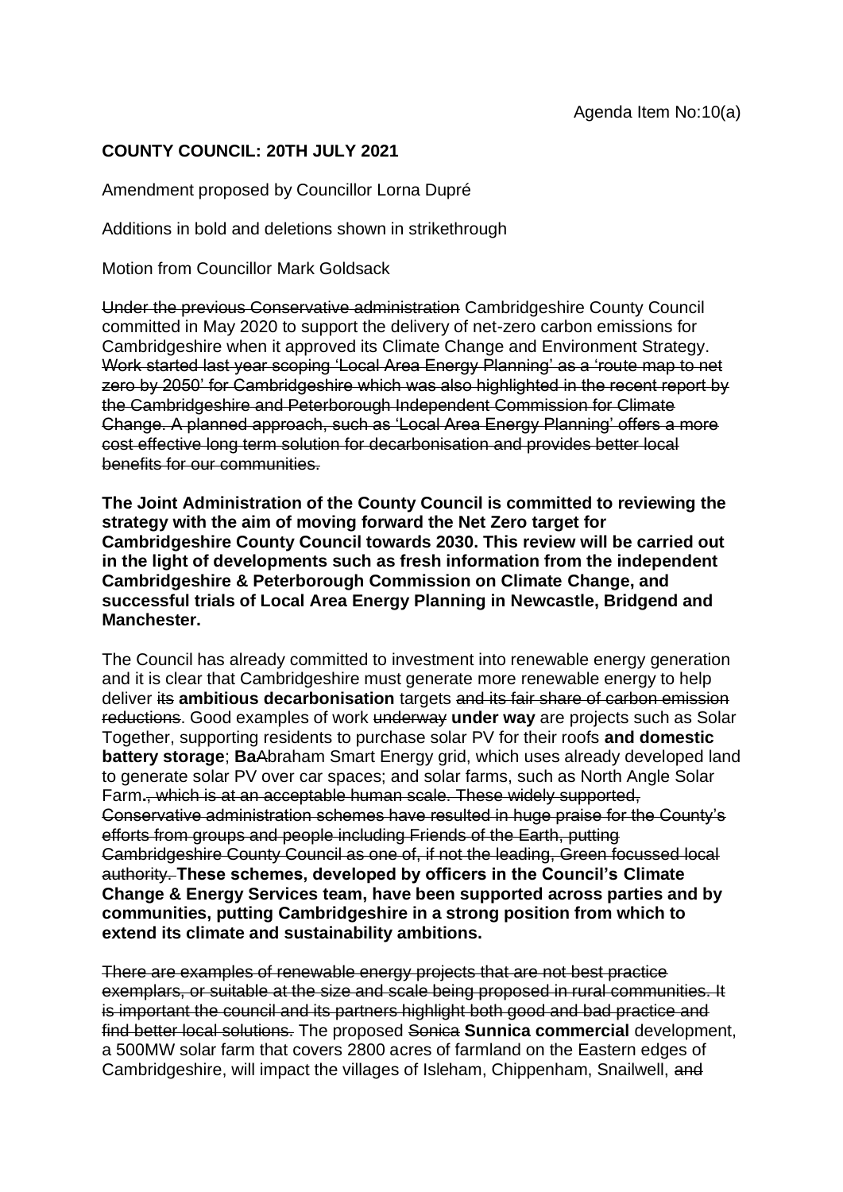Agenda Item No:10(a)

**COUNTY COUNCIL: 20TH JULY 2021**

Amendment proposed by Councillor Lorna Dupré

Additions in bold and deletions shown in strikethrough

Motion from Councillor Mark Goldsack

~~Under the previous Conservative administration~~ Cambridgeshire County Council committed in May 2020 to support the delivery of net-zero carbon emissions for Cambridgeshire when it approved its Climate Change and Environment Strategy. ~~Work started last year scoping 'Local Area Energy Planning' as a 'route map to net zero by 2050' for Cambridgeshire which was also highlighted in the recent report by the Cambridgeshire and Peterborough Independent Commission for Climate Change. A planned approach, such as 'Local Area Energy Planning' offers a more cost effective long term solution for decarbonisation and provides better local benefits for our communities.~~

**The Joint Administration of the County Council is committed to reviewing the strategy with the aim of moving forward the Net Zero target for Cambridgeshire County Council towards 2030. This review will be carried out in the light of developments such as fresh information from the independent Cambridgeshire & Peterborough Commission on Climate Change, and successful trials of Local Area Energy Planning in Newcastle, Bridgend and Manchester.**

The Council has already committed to investment into renewable energy generation and it is clear that Cambridgeshire must generate more renewable energy to help deliver ~~its~~ **ambitious decarbonisation** targets ~~and its fair share of carbon emission reductions~~. Good examples of work ~~underway~~ **under way** are projects such as Solar Together, supporting residents to purchase solar PV for their roofs **and domestic battery storage**; **Ba**~~A~~braham Smart Energy grid, which uses already developed land to generate solar PV over car spaces; and solar farms, such as North Angle Solar Farm**.**~~, which is at an acceptable human scale. These widely supported, Conservative administration schemes have resulted in huge praise for the County's efforts from groups and people including Friends of the Earth, putting Cambridgeshire County Council as one of, if not the leading, Green focussed local authority.~~ **These schemes, developed by officers in the Council's Climate Change & Energy Services team, have been supported across parties and by communities, putting Cambridgeshire in a strong position from which to extend its climate and sustainability ambitions.**

~~There are examples of renewable energy projects that are not best practice exemplars, or suitable at the size and scale being proposed in rural communities. It is important the council and its partners highlight both good and bad practice and find better local solutions.~~ The proposed ~~Sonica~~ **Sunnica commercial** development, a 500MW solar farm that covers 2800 acres of farmland on the Eastern edges of Cambridgeshire, will impact the villages of Isleham, Chippenham, Snailwell, ~~and~~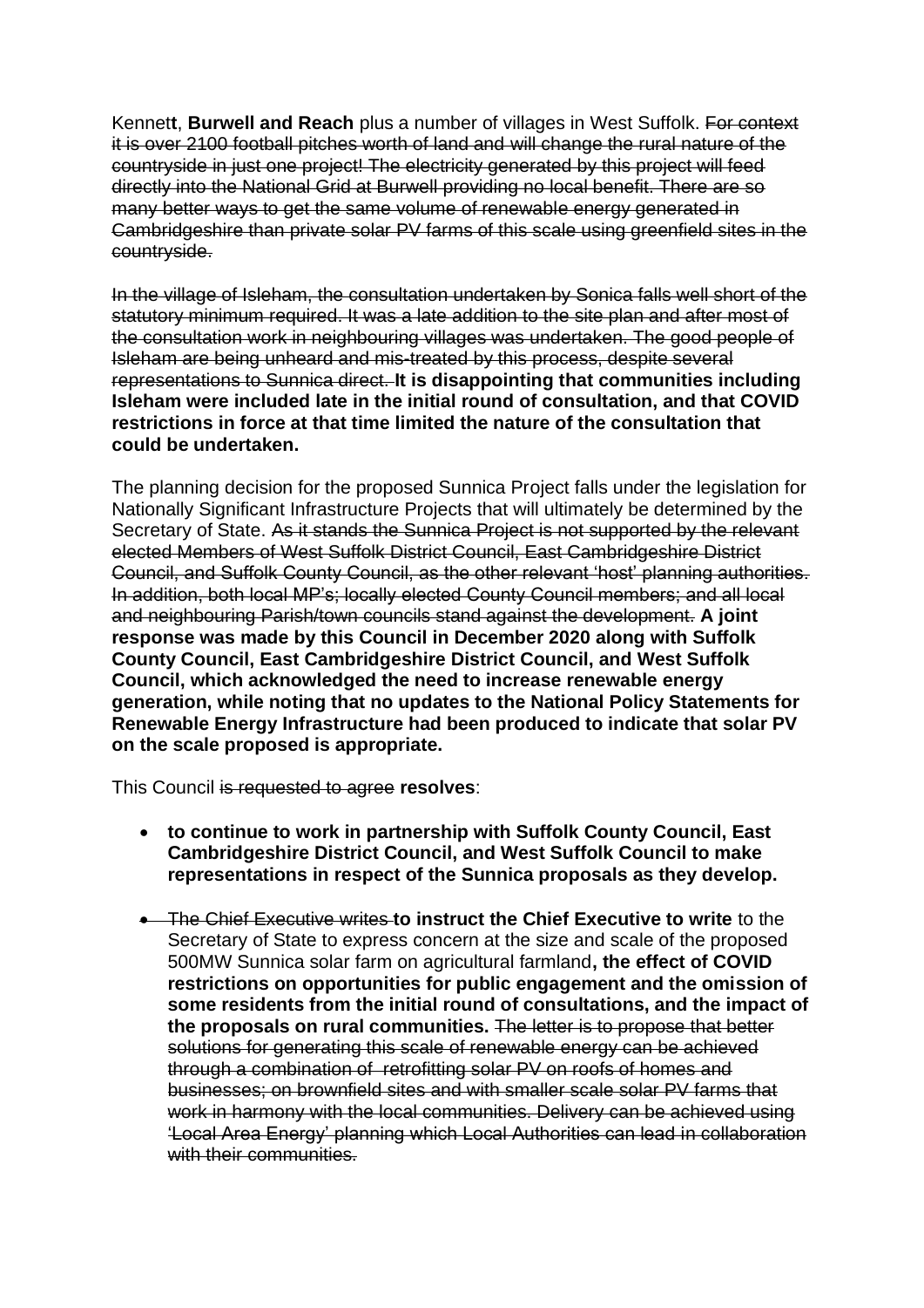Kennet**t**, **Burwell and Reach** plus a number of villages in West Suffolk. ~~For context it is over 2100 football pitches worth of land and will change the rural nature of the countryside in just one project! The electricity generated by this project will feed directly into the National Grid at Burwell providing no local benefit. There are so many better ways to get the same volume of renewable energy generated in Cambridgeshire than private solar PV farms of this scale using greenfield sites in the countryside.~~

~~In the village of Isleham, the consultation undertaken by Sonica falls well short of the statutory minimum required. It was a late addition to the site plan and after most of the consultation work in neighbouring villages was undertaken. The good people of Isleham are being unheard and mis-treated by this process, despite several representations to Sunnica direct.~~ **It is disappointing that communities including Isleham were included late in the initial round of consultation, and that COVID restrictions in force at that time limited the nature of the consultation that could be undertaken.**

The planning decision for the proposed Sunnica Project falls under the legislation for Nationally Significant Infrastructure Projects that will ultimately be determined by the Secretary of State. ~~As it stands the Sunnica Project is not supported by the relevant elected Members of West Suffolk District Council, East Cambridgeshire District Council, and Suffolk County Council, as the other relevant 'host' planning authorities. In addition, both local MP's; locally elected County Council members; and all local and neighbouring Parish/town councils stand against the development.~~ **A joint response was made by this Council in December 2020 along with Suffolk County Council, East Cambridgeshire District Council, and West Suffolk Council, which acknowledged the need to increase renewable energy generation, while noting that no updates to the National Policy Statements for Renewable Energy Infrastructure had been produced to indicate that solar PV on the scale proposed is appropriate.**

This Council ~~is requested to agree~~ **resolves**:

- **to continue to work in partnership with Suffolk County Council, East Cambridgeshire District Council, and West Suffolk Council to make representations in respect of the Sunnica proposals as they develop.**

- ~~The Chief Executive writes~~ **to instruct the Chief Executive to write** to the Secretary of State to express concern at the size and scale of the proposed 500MW Sunnica solar farm on agricultural farmland**, the effect of COVID restrictions on opportunities for public engagement and the omission of some residents from the initial round of consultations, and the impact of the proposals on rural communities.** ~~The letter is to propose that better solutions for generating this scale of renewable energy can be achieved through a combination of retrofitting solar PV on roofs of homes and businesses; on brownfield sites and with smaller scale solar PV farms that work in harmony with the local communities. Delivery can be achieved using 'Local Area Energy' planning which Local Authorities can lead in collaboration with their communities.~~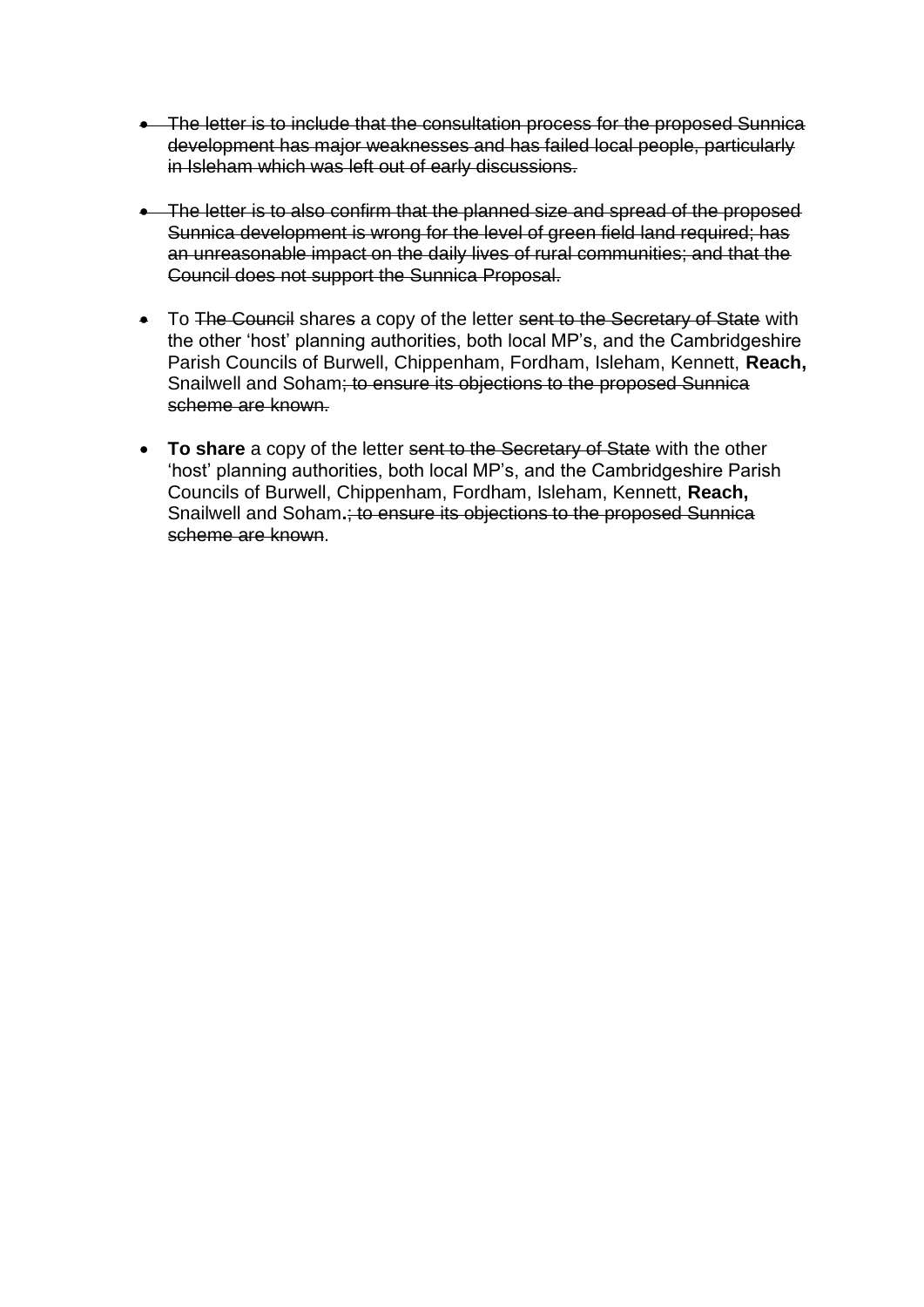- ~~The letter is to include that the consultation process for the proposed Sunnica development has major weaknesses and has failed local people, particularly in Isleham which was left out of early discussions.~~

- ~~The letter is to also confirm that the planned size and spread of the proposed Sunnica development is wrong for the level of green field land required; has an unreasonable impact on the daily lives of rural communities; and that the Council does not support the Sunnica Proposal.~~

- To ~~The Council~~ share~~s~~ a copy of the letter ~~sent to the Secretary of State~~ with the other 'host' planning authorities, both local MP's, and the Cambridgeshire Parish Councils of Burwell, Chippenham, Fordham, Isleham, Kennett, **Reach,** Snailwell and Soham~~; to ensure its objections to the proposed Sunnica scheme are known.~~

- **To share** a copy of the letter ~~sent to the Secretary of State~~ with the other 'host' planning authorities, both local MP's, and the Cambridgeshire Parish Councils of Burwell, Chippenham, Fordham, Isleham, Kennett, **Reach,** Snailwell and Soham**.**~~; to ensure its objections to the proposed Sunnica scheme are known~~.